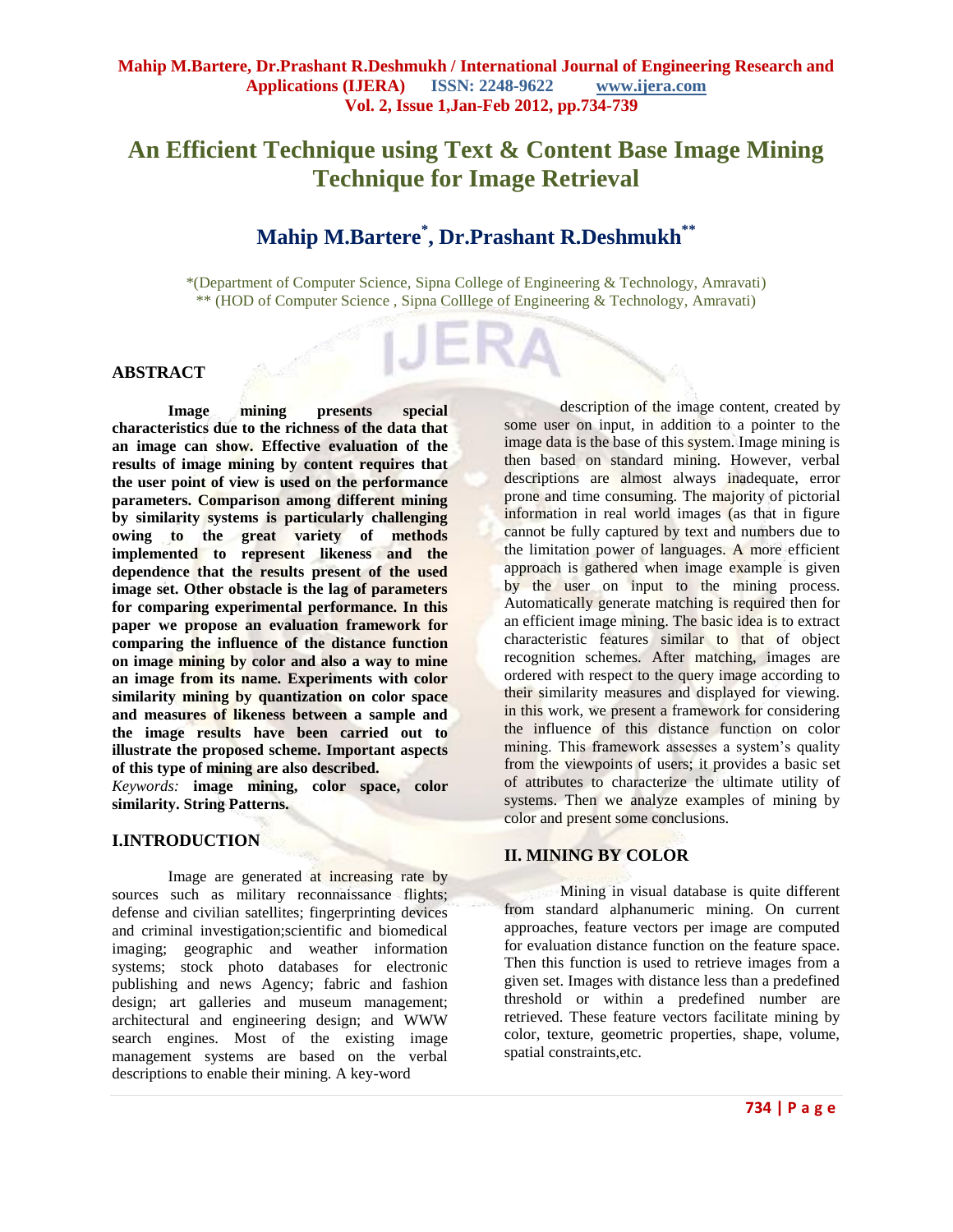# An Efficient Technique using Text & Content Base Image Mining Technique for Image Retrieval

## Mahip M.Bartere[*], Dr.Prashant R.Deshmukh[**]

*(Department of Computer Science, Sipna College of Engineering & Technology, Amravati)
** (HOD of Computer Science , Sipna Colllege of Engineering & Technology, Amravati)

## ABSTRACT

**Image mining presents special characteristics due to the richness of the data that an image can show. Effective evaluation of the results of image mining by content requires that the user point of view is used on the performance parameters. Comparison among different mining by similarity systems is particularly challenging owing to the great variety of methods implemented to represent likeness and the dependence that the results present of the used image set. Other obstacle is the lag of parameters for comparing experimental performance. In this paper we propose an evaluation framework for comparing the influence of the distance function on image mining by color and also a way to mine an image from its name. Experiments with color similarity mining by quantization on color space and measures of likeness between a sample and the image results have been carried out to illustrate the proposed scheme. Important aspects of this type of mining are also described.**

*Keywords:* **image mining, color space, color similarity. String Patterns.**

## I.INTRODUCTION

Image are generated at increasing rate by sources such as military reconnaissance flights; defense and civilian satellites; fingerprinting devices and criminal investigation;scientific and biomedical imaging; geographic and weather information systems; stock photo databases for electronic publishing and news Agency; fabric and fashion design; art galleries and museum management; architectural and engineering design; and WWW search engines. Most of the existing image management systems are based on the verbal descriptions to enable their mining. A key-word description of the image content, created by some user on input, in addition to a pointer to the image data is the base of this system. Image mining is then based on standard mining. However, verbal descriptions are almost always inadequate, error prone and time consuming. The majority of pictorial information in real world images (as that in figure cannot be fully captured by text and numbers due to the limitation power of languages. A more efficient approach is gathered when image example is given by the user on input to the mining process. Automatically generate matching is required then for an efficient image mining. The basic idea is to extract characteristic features similar to that of object recognition schemes. After matching, images are ordered with respect to the query image according to their similarity measures and displayed for viewing. in this work, we present a framework for considering the influence of this distance function on color mining. This framework assesses a system's quality from the viewpoints of users; it provides a basic set of attributes to characterize the ultimate utility of systems. Then we analyze examples of mining by color and present some conclusions.

## II. MINING BY COLOR

Mining in visual database is quite different from standard alphanumeric mining. On current approaches, feature vectors per image are computed for evaluation distance function on the feature space. Then this function is used to retrieve images from a given set. Images with distance less than a predefined threshold or within a predefined number are retrieved. These feature vectors facilitate mining by color, texture, geometric properties, shape, volume, spatial constraints,etc.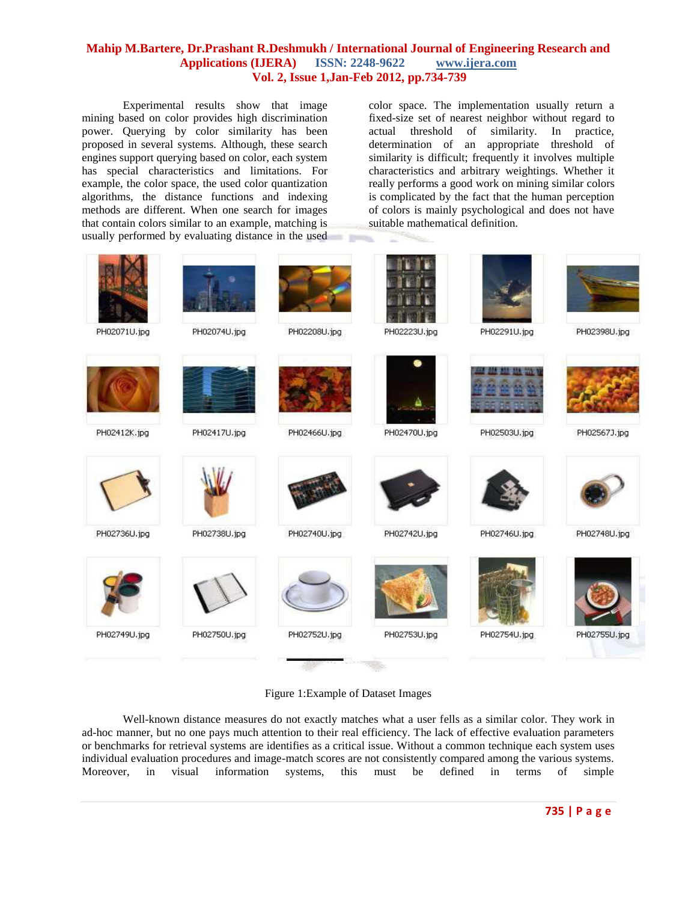Experimental results show that image mining based on color provides high discrimination power. Querying by color similarity has been proposed in several systems. Although, these search engines support querying based on color, each system has special characteristics and limitations. For example, the color space, the used color quantization algorithms, the distance functions and indexing methods are different. When one search for images that contain colors similar to an example, matching is usually performed by evaluating distance in the used color space. The implementation usually return a fixed-size set of nearest neighbor without regard to actual threshold of similarity. In practice, determination of an appropriate threshold of similarity is difficult; frequently it involves multiple characteristics and arbitrary weightings. Whether it really performs a good work on mining similar colors is complicated by the fact that the human perception of colors is mainly psychological and does not have suitable mathematical definition.

Figure 1:Example of Dataset Images

Well-known distance measures do not exactly matches what a user fells as a similar color. They work in ad-hoc manner, but no one pays much attention to their real efficiency. The lack of effective evaluation parameters or benchmarks for retrieval systems are identifies as a critical issue. Without a common technique each system uses individual evaluation procedures and image-match scores are not consistently compared among the various systems. Moreover, in visual information systems, this must be defined in terms of simple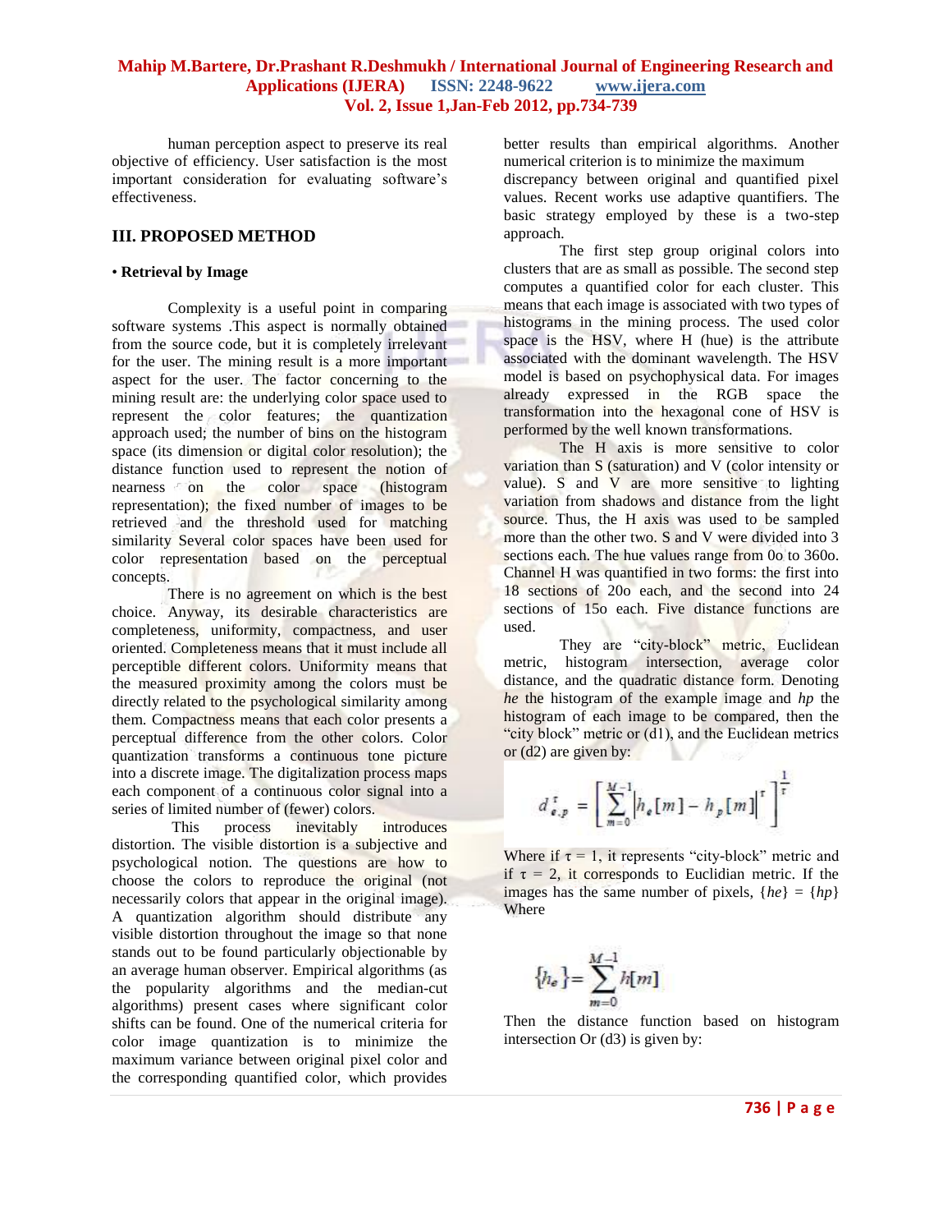human perception aspect to preserve its real objective of efficiency. User satisfaction is the most important consideration for evaluating software's effectiveness.

## III. PROPOSED METHOD

**• Retrieval by Image**

Complexity is a useful point in comparing software systems .This aspect is normally obtained from the source code, but it is completely irrelevant for the user. The mining result is a more important aspect for the user. The factor concerning to the mining result are: the underlying color space used to represent the color features; the quantization approach used; the number of bins on the histogram space (its dimension or digital color resolution); the distance function used to represent the notion of nearness on the color space (histogram representation); the fixed number of images to be retrieved and the threshold used for matching similarity Several color spaces have been used for color representation based on the perceptual concepts.

There is no agreement on which is the best choice. Anyway, its desirable characteristics are completeness, uniformity, compactness, and user oriented. Completeness means that it must include all perceptible different colors. Uniformity means that the measured proximity among the colors must be directly related to the psychological similarity among them. Compactness means that each color presents a perceptual difference from the other colors. Color quantization transforms a continuous tone picture into a discrete image. The digitalization process maps each component of a continuous color signal into a series of limited number of (fewer) colors.

This process inevitably introduces distortion. The visible distortion is a subjective and psychological notion. The questions are how to choose the colors to reproduce the original (not necessarily colors that appear in the original image). A quantization algorithm should distribute any visible distortion throughout the image so that none stands out to be found particularly objectionable by an average human observer. Empirical algorithms (as the popularity algorithms and the median-cut algorithms) present cases where significant color shifts can be found. One of the numerical criteria for color image quantization is to minimize the maximum variance between original pixel color and the corresponding quantified color, which provides better results than empirical algorithms. Another numerical criterion is to minimize the maximum discrepancy between original and quantified pixel values. Recent works use adaptive quantifiers. The basic strategy employed by these is a two-step approach.

The first step group original colors into clusters that are as small as possible. The second step computes a quantified color for each cluster. This means that each image is associated with two types of histograms in the mining process. The used color space is the HSV, where H (hue) is the attribute associated with the dominant wavelength. The HSV model is based on psychophysical data. For images already expressed in the RGB space the transformation into the hexagonal cone of HSV is performed by the well known transformations.

The H axis is more sensitive to color variation than S (saturation) and V (color intensity or value). S and V are more sensitive to lighting variation from shadows and distance from the light source. Thus, the H axis was used to be sampled more than the other two. S and V were divided into 3 sections each. The hue values range from 0o to 360o. Channel H was quantified in two forms: the first into 18 sections of 20o each, and the second into 24 sections of 15o each. Five distance functions are used.

They are "city-block" metric, Euclidean metric, histogram intersection, average color distance, and the quadratic distance form. Denoting *he* the histogram of the example image and *hp* the histogram of each image to be compared, then the "city block" metric or (d1), and the Euclidean metrics or (d2) are given by:

$$d_{e,p}^{\tau} = \left[ \sum_{m=0}^{M-1} \left| h_e[m] - h_p[m] \right|^{\tau} \right]^{\frac{1}{\tau}}$$

Where if $\tau = 1$, it represents "city-block" metric and if $\tau = 2$, it corresponds to Euclidian metric. If the images has the same number of pixels, $\{he\} = \{hp\}$ Where

$$\{h_e\} = \sum_{m=0}^{M-1} h[m]$$

Then the distance function based on histogram intersection Or (d3) is given by: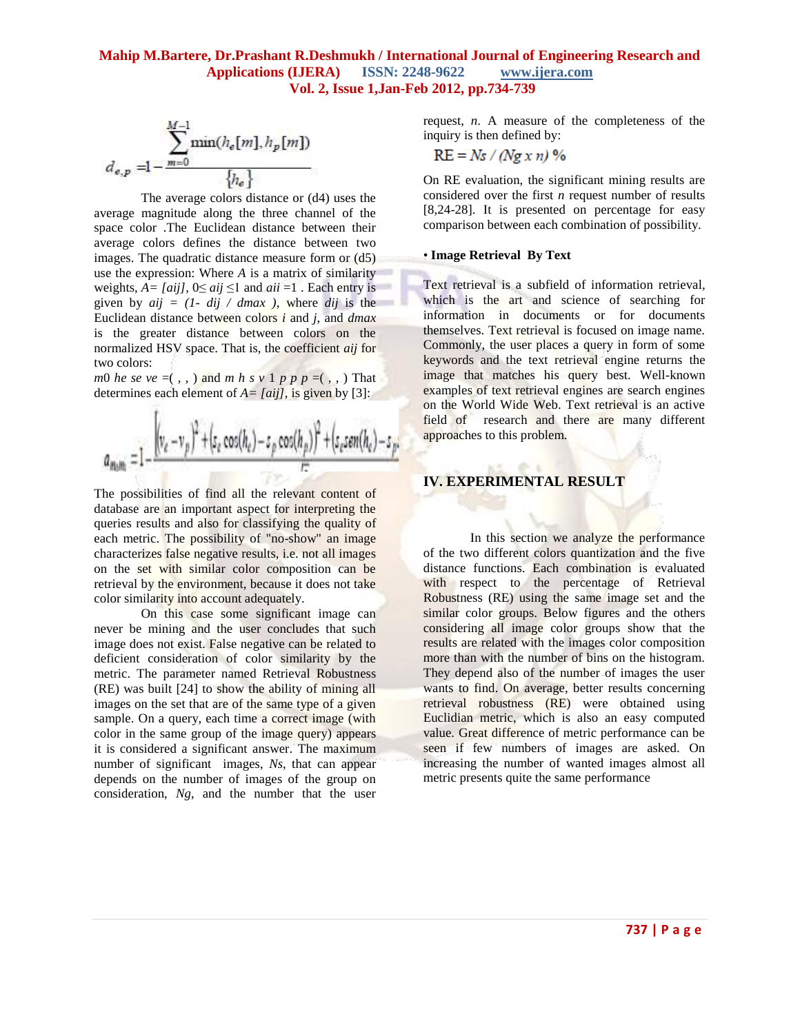$$d_{e,p} = 1 - \frac{\sum_{m=0}^{M-1} \min(h_e[m], h_p[m])}{\{h_e\}}$$

The average colors distance or (d4) uses the average magnitude along the three channel of the space color .The Euclidean distance between their average colors defines the distance between two images. The quadratic distance measure form or (d5) use the expression: Where *A* is a matrix of similarity weights, $A= [a_{ij}]$, $0 \leq a_{ij} \leq 1$ and $a_{ii} = 1$ . Each entry is given by $a_{ij} = (1- d_{ij} / d_{max})$, where $d_{ij}$ is the Euclidean distance between colors *i* and *j*, and $d_{max}$ is the greater distance between colors on the normalized HSV space. That is, the coefficient $a_{ij}$ for two colors:

*m*0 *he se ve* =( , , ) and *m h s v* 1 *p p p* =( , , ) That determines each element of $A= [a_{ij}]$, is given by [3]:

$$a_{m_0 m_1} = 1 - \frac{\left[(v_e - v_p)^2 + (s_e \cos(h_e) - s_p \cos(h_p))^2 + (s_e sen(h_e) - s_p \ldots\right.}{\sqrt{5}}$$

The possibilities of find all the relevant content of database are an important aspect for interpreting the queries results and also for classifying the quality of each metric. The possibility of "no-show" an image characterizes false negative results, i.e. not all images on the set with similar color composition can be retrieval by the environment, because it does not take color similarity into account adequately.

On this case some significant image can never be mining and the user concludes that such image does not exist. False negative can be related to deficient consideration of color similarity by the metric. The parameter named Retrieval Robustness (RE) was built [24] to show the ability of mining all images on the set that are of the same type of a given sample. On a query, each time a correct image (with color in the same group of the image query) appears it is considered a significant answer. The maximum number of significant images, *Ns*, that can appear depends on the number of images of the group on consideration, *Ng*, and the number that the user request, *n*. A measure of the completeness of the inquiry is then defined by:

$$RE = Ns / (Ng \times n) \%$$

On RE evaluation, the significant mining results are considered over the first *n* request number of results [8,24-28]. It is presented on percentage for easy comparison between each combination of possibility.

**• Image Retrieval By Text**

Text retrieval is a subfield of information retrieval, which is the art and science of searching for information in documents or for documents themselves. Text retrieval is focused on image name. Commonly, the user places a query in form of some keywords and the text retrieval engine returns the image that matches his query best. Well-known examples of text retrieval engines are search engines on the World Wide Web. Text retrieval is an active field of research and there are many different approaches to this problem.

## IV. EXPERIMENTAL RESULT

In this section we analyze the performance of the two different colors quantization and the five distance functions. Each combination is evaluated with respect to the percentage of Retrieval Robustness (RE) using the same image set and the similar color groups. Below figures and the others considering all image color groups show that the results are related with the images color composition more than with the number of bins on the histogram. They depend also of the number of images the user wants to find. On average, better results concerning retrieval robustness (RE) were obtained using Euclidian metric, which is also an easy computed value. Great difference of metric performance can be seen if few numbers of images are asked. On increasing the number of wanted images almost all metric presents quite the same performance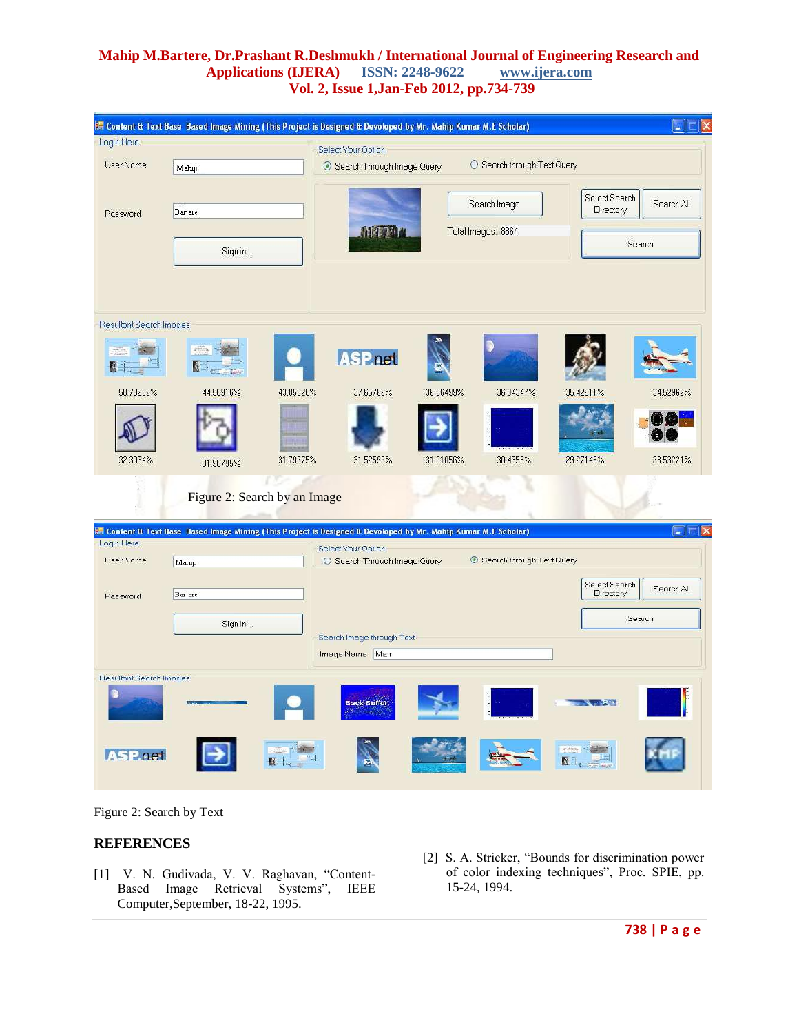Figure 2: Search by an Image

Figure 2: Search by Text

## REFERENCES

[1] V. N. Gudivada, V. V. Raghavan, "Content-Based Image Retrieval Systems", IEEE Computer,September, 18-22, 1995.

[2] S. A. Stricker, "Bounds for discrimination power of color indexing techniques", Proc. SPIE, pp. 15-24, 1994.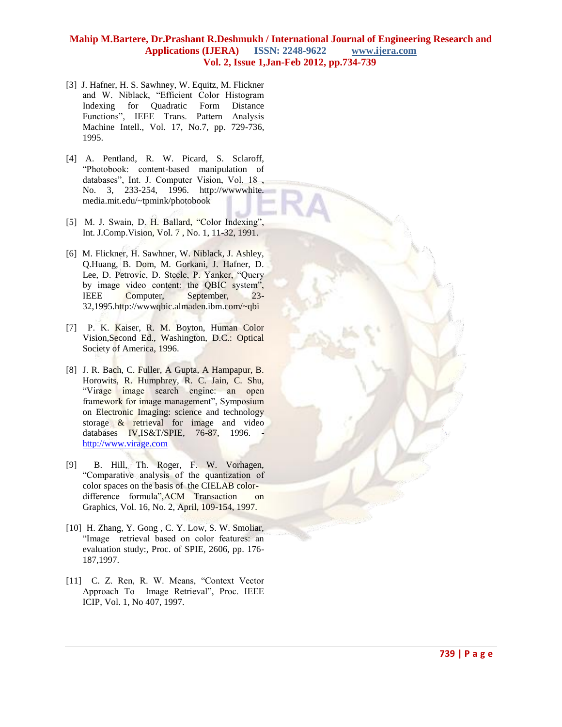[3] J. Hafner, H. S. Sawhney, W. Equitz, M. Flickner and W. Niblack, "Efficient Color Histogram Indexing for Quadratic Form Distance Functions", IEEE Trans. Pattern Analysis Machine Intell., Vol. 17, No.7, pp. 729-736, 1995.

[4] A. Pentland, R. W. Picard, S. Sclaroff, "Photobook: content-based manipulation of databases", Int. J. Computer Vision, Vol. 18 , No. 3, 233-254, 1996. http://wwwwhite. media.mit.edu/~tpmink/photobook

[5] M. J. Swain, D. H. Ballard, "Color Indexing", Int. J.Comp.Vision, Vol. 7 , No. 1, 11-32, 1991.

[6] M. Flickner, H. Sawhner, W. Niblack, J. Ashley, Q.Huang, B. Dom, M. Gorkani, J. Hafner, D. Lee, D. Petrovic, D. Steele, P. Yanker, "Query by image video content: the QBIC system", IEEE Computer, September, 23-32,1995.http://wwwqbic.almaden.ibm.com/~qbi

[7] P. K. Kaiser, R. M. Boyton, Human Color Vision,Second Ed., Washington, D.C.: Optical Society of America, 1996.

[8] J. R. Bach, C. Fuller, A Gupta, A Hampapur, B. Horowits, R. Humphrey, R. C. Jain, C. Shu, "Virage image search engine: an open framework for image management", Symposium on Electronic Imaging: science and technology storage & retrieval for image and video databases IV,IS&T/SPIE, 76-87, 1996. - http://www.virage.com

[9] B. Hill, Th. Roger, F. W. Vorhagen, "Comparative analysis of the quantization of color spaces on the basis of the CIELAB color-difference formula",ACM Transaction on Graphics, Vol. 16, No. 2, April, 109-154, 1997.

[10] H. Zhang, Y. Gong , C. Y. Low, S. W. Smoliar, "Image retrieval based on color features: an evaluation study:, Proc. of SPIE, 2606, pp. 176-187,1997.

[11] C. Z. Ren, R. W. Means, "Context Vector Approach To Image Retrieval", Proc. IEEE ICIP, Vol. 1, No 407, 1997.